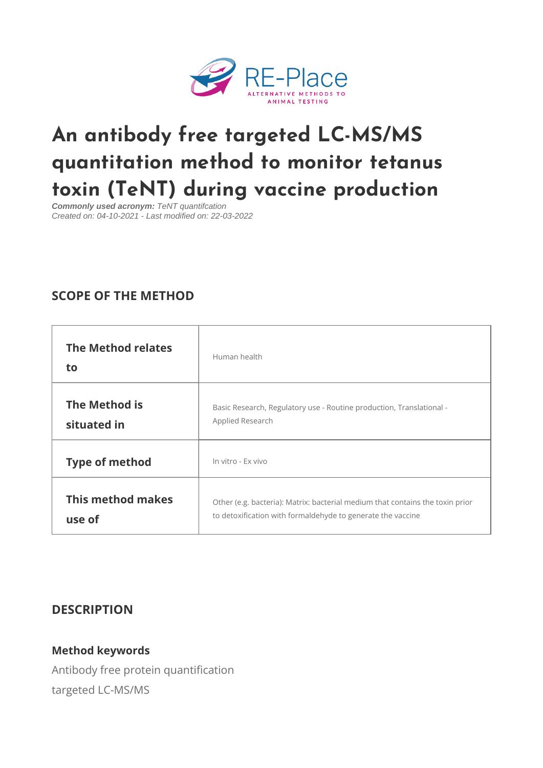# An antibody free targeted LC-MS/MS quantitation method to monitor tetanus toxin (TeNT) during vaccine production

***Commonly used acronym:*** *TeNT quantifcation*

*Created on: 04-10-2021 - Last modified on: 22-03-2022*

## SCOPE OF THE METHOD

| | |
|---|---|
| **The Method relates to** | Human health |
| **The Method is situated in** | Basic Research, Regulatory use - Routine production, Translational - Applied Research |
| **Type of method** | In vitro - Ex vivo |
| **This method makes use of** | Other (e.g. bacteria): Matrix: bacterial medium that contains the toxin prior to detoxification with formaldehyde to generate the vaccine |

## DESCRIPTION

### Method keywords

Antibody free protein quantification

targeted LC-MS/MS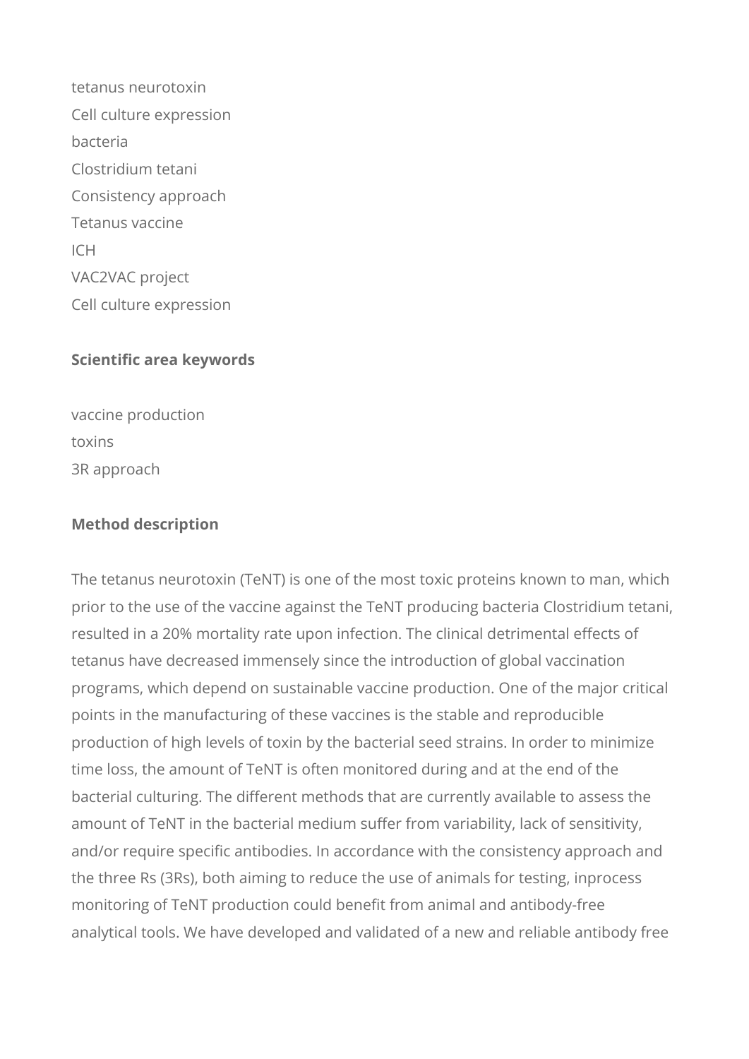tetanus neurotoxin
Cell culture expression
bacteria
Clostridium tetani
Consistency approach
Tetanus vaccine
ICH
VAC2VAC project
Cell culture expression

**Scientific area keywords**

vaccine production
toxins
3R approach

**Method description**

The tetanus neurotoxin (TeNT) is one of the most toxic proteins known to man, which prior to the use of the vaccine against the TeNT producing bacteria Clostridium tetani, resulted in a 20% mortality rate upon infection. The clinical detrimental effects of tetanus have decreased immensely since the introduction of global vaccination programs, which depend on sustainable vaccine production. One of the major critical points in the manufacturing of these vaccines is the stable and reproducible production of high levels of toxin by the bacterial seed strains. In order to minimize time loss, the amount of TeNT is often monitored during and at the end of the bacterial culturing. The different methods that are currently available to assess the amount of TeNT in the bacterial medium suffer from variability, lack of sensitivity, and/or require specific antibodies. In accordance with the consistency approach and the three Rs (3Rs), both aiming to reduce the use of animals for testing, inprocess monitoring of TeNT production could benefit from animal and antibody-free analytical tools. We have developed and validated of a new and reliable antibody free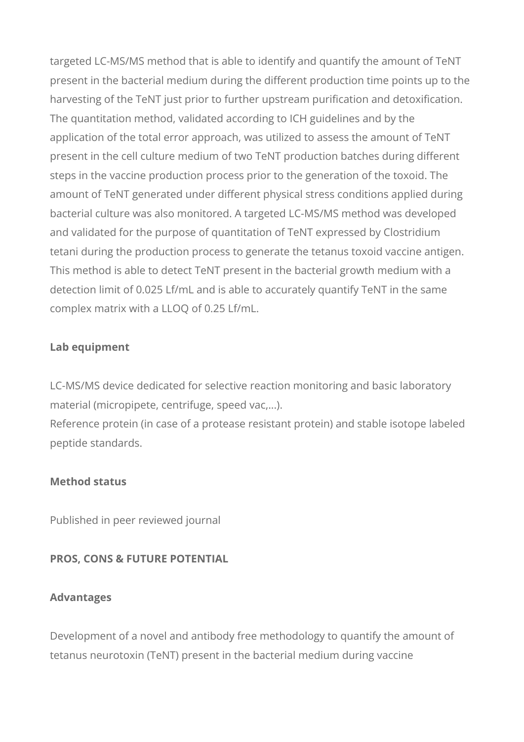targeted LC-MS/MS method that is able to identify and quantify the amount of TeNT present in the bacterial medium during the different production time points up to the harvesting of the TeNT just prior to further upstream purification and detoxification. The quantitation method, validated according to ICH guidelines and by the application of the total error approach, was utilized to assess the amount of TeNT present in the cell culture medium of two TeNT production batches during different steps in the vaccine production process prior to the generation of the toxoid. The amount of TeNT generated under different physical stress conditions applied during bacterial culture was also monitored. A targeted LC-MS/MS method was developed and validated for the purpose of quantitation of TeNT expressed by Clostridium tetani during the production process to generate the tetanus toxoid vaccine antigen. This method is able to detect TeNT present in the bacterial growth medium with a detection limit of 0.025 Lf/mL and is able to accurately quantify TeNT in the same complex matrix with a LLOQ of 0.25 Lf/mL.

**Lab equipment**

LC-MS/MS device dedicated for selective reaction monitoring and basic laboratory material (micropipete, centrifuge, speed vac,…).
Reference protein (in case of a protease resistant protein) and stable isotope labeled peptide standards.

**Method status**

Published in peer reviewed journal

**PROS, CONS & FUTURE POTENTIAL**

**Advantages**

Development of a novel and antibody free methodology to quantify the amount of tetanus neurotoxin (TeNT) present in the bacterial medium during vaccine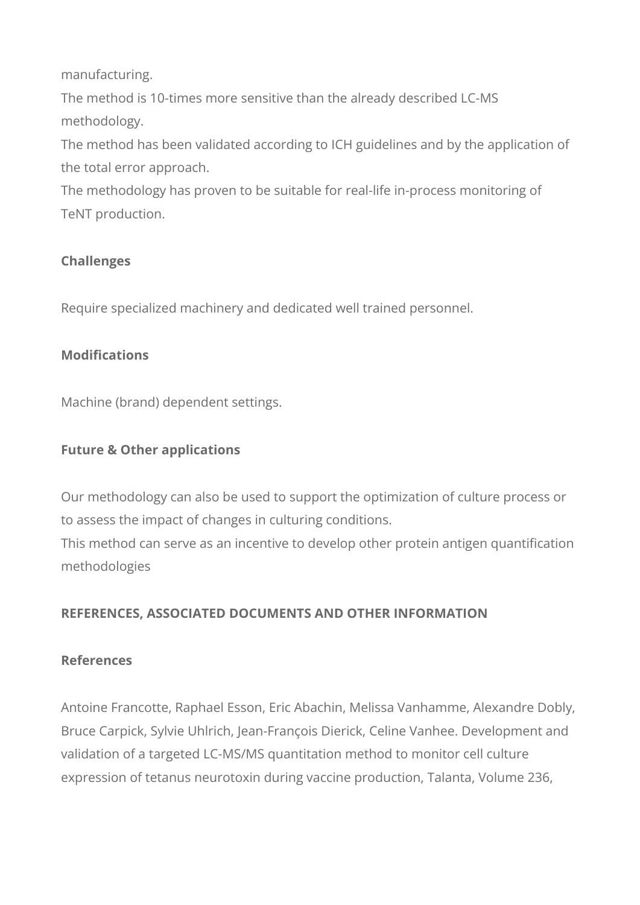manufacturing.

The method is 10-times more sensitive than the already described LC-MS methodology.

The method has been validated according to ICH guidelines and by the application of the total error approach.

The methodology has proven to be suitable for real-life in-process monitoring of TeNT production.

**Challenges**

Require specialized machinery and dedicated well trained personnel.

**Modifications**

Machine (brand) dependent settings.

**Future & Other applications**

Our methodology can also be used to support the optimization of culture process or to assess the impact of changes in culturing conditions.

This method can serve as an incentive to develop other protein antigen quantification methodologies

**REFERENCES, ASSOCIATED DOCUMENTS AND OTHER INFORMATION**

**References**

Antoine Francotte, Raphael Esson, Eric Abachin, Melissa Vanhamme, Alexandre Dobly, Bruce Carpick, Sylvie Uhlrich, Jean-François Dierick, Celine Vanhee. Development and validation of a targeted LC-MS/MS quantitation method to monitor cell culture expression of tetanus neurotoxin during vaccine production, Talanta, Volume 236,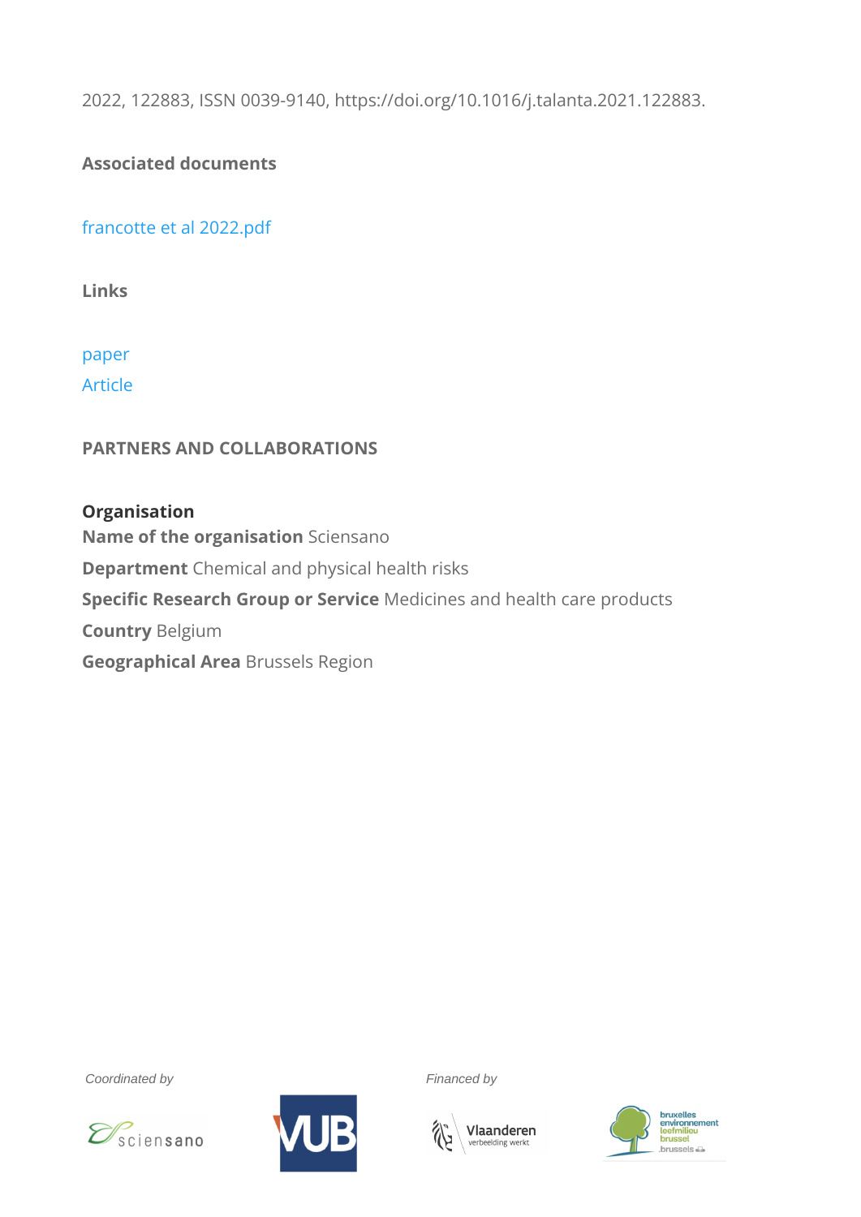2022, 122883, ISSN 0039-9140, https://doi.org/10.1016/j.talanta.2021.122883.

**Associated documents**

francotte et al 2022.pdf

**Links**

paper

Article

**PARTNERS AND COLLABORATIONS**

**Organisation**

**Name of the organisation** Sciensano

**Department** Chemical and physical health risks

**Specific Research Group or Service** Medicines and health care products

**Country** Belgium

**Geographical Area** Brussels Region

*Coordinated by*

*Financed by*